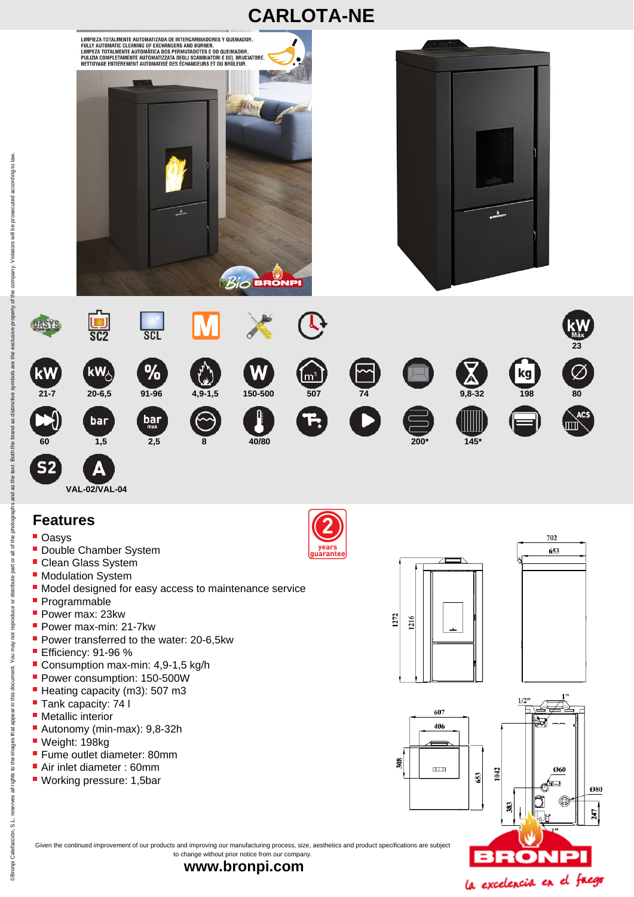# CARLOTA-NE

LIMPIEZA TOTALMENTE AUTOMATIZADA DE INTERCAMBIADORES Y QUEMADOR.
FULLY AUTOMATIC CLEANING OF EXCHANGERS AND BURNER.
LIMPEZA TOTALMENTE AUTOMÁTICA DOS PERMUTADOTES E DO QUEIMADOR.
PULIZIA COMPLETAMENTE AUTOMATIZZATA DEGLI SCAMBIATORI E DEL BRUCIATORE.
NETTOYAGE ENTIÈREMENT AUTOMATISÉ DES ÉCHANGEURS ET DU BRÛLEUR.

OASYS | SC2 | SCL | M

kW Máx 23

| kW | kW | % | | W | m3 | | | | kg | Ø |
|---|---|---|---|---|---|---|---|---|---|---|
| 21-7 | 20-6,5 | 91-96 | 4,9-1,5 | 150-500 | 507 | 74 | | 9,8-32 | 198 | 80 |
| 60 | 1,5 | 2,5 | 8 | 40/80 | | | 200* | 145* | | ACS |

S2 | A VAL-02/VAL-04

## Features

2 years guarantee

- Oasys
- Double Chamber System
- Clean Glass System
- Modulation System
- Model designed for easy access to maintenance service
- Programmable
- Power max: 23kw
- Power max-min: 21-7kw
- Power transferred to the water: 20-6,5kw
- Efficiency: 91-96 %
- Consumption max-min: 4,9-1,5 kg/h
- Power consumption: 150-500W
- Heating capacity (m3): 507 m3
- Tank capacity: 74 l
- Metallic interior
- Autonomy (min-max): 9,8-32h
- Weight: 198kg
- Fume outlet diameter: 80mm
- Air inlet diameter : 60mm
- Working pressure: 1,5bar

702 653 1272 1216 607 406 308 653 1042 383 247 1/2" 1" Ø60 Ø80 1"

Given the continued improvement of our products and improving our manufacturing process, size, aesthetics and product specifications are subject to change without prior notice from our company.

**www.bronpi.com**

BRONPI la excelencia en el fuego

©Bronpi Calefacción, S.L. reserves all rights to the images that appear in this document. You may not reproduce or distribute part or all of the photographs and as the text. Both the brand as distinctive symbols are the exclusive property of the company. Violators will be prosecuted according to law.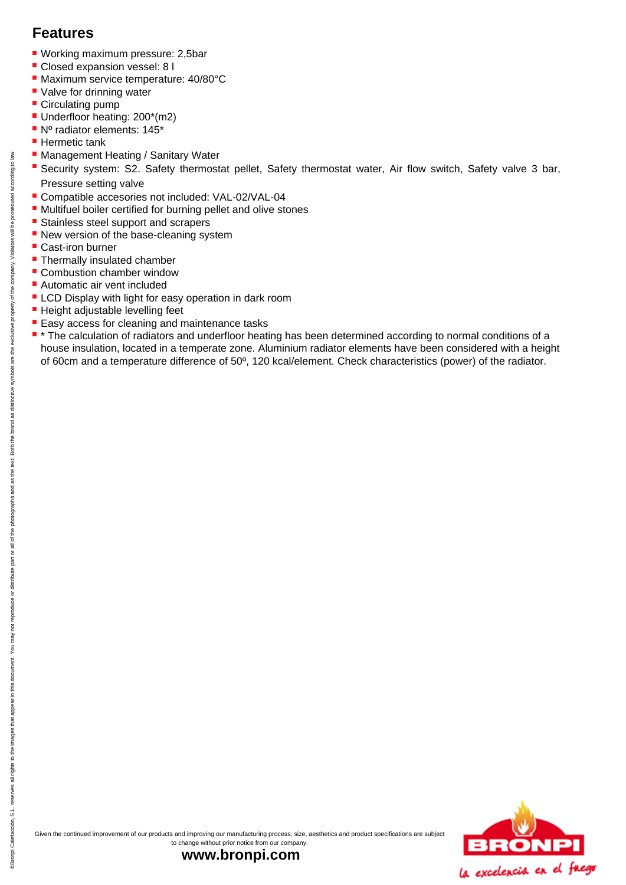## Features

- Working maximum pressure: 2,5bar
- Closed expansion vessel: 8 l
- Maximum service temperature: 40/80°C
- Valve for drinning water
- Circulating pump
- Underfloor heating: 200*(m2)
- Nº radiator elements: 145*
- Hermetic tank
- Management Heating / Sanitary Water
- Security system: S2. Safety thermostat pellet, Safety thermostat water, Air flow switch, Safety valve 3 bar, Pressure setting valve
- Compatible accesories not included: VAL-02/VAL-04
- Multifuel boiler certified for burning pellet and olive stones
- Stainless steel support and scrapers
- New version of the base-cleaning system
- Cast-iron burner
- Thermally insulated chamber
- Combustion chamber window
- Automatic air vent included
- LCD Display with light for easy operation in dark room
- Height adjustable levelling feet
- Easy access for cleaning and maintenance tasks
- * The calculation of radiators and underfloor heating has been determined according to normal conditions of a house insulation, located in a temperate zone. Aluminium radiator elements have been considered with a height of 60cm and a temperature difference of 50º, 120 kcal/element. Check characteristics (power) of the radiator.

©Bronpi Calefacción, S.L. reserves all rights to the images that appear in this document. You may not reproduce or distribute part or all of the photographs and as the text. Both the brand as distinctive symbols are the exclusive property of the company. Violators will be prosecuted according to law.

Given the continued improvement of our products and improving our manufacturing process, size, aesthetics and product specifications are subject to change without prior notice from our company.

**www.bronpi.com**

BRONPI
la excelencia en el fuego